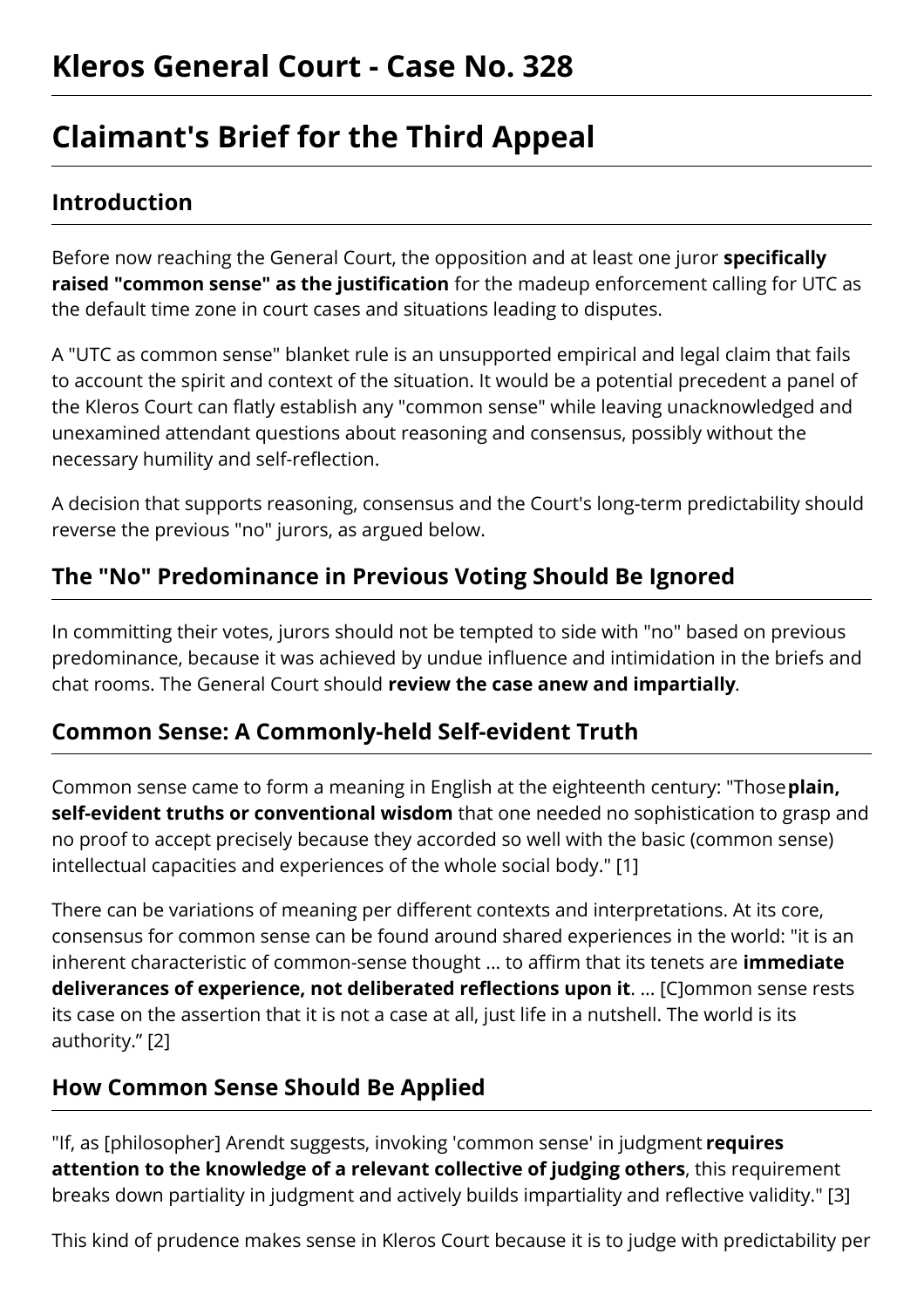# Kleros General Court - Case No. 328

# Claimant's Brief for the Third Appeal

## Introduction

Before now reaching the General Court, the opposition and at least one juror **specifically raised "common sense" as the justification** for the madeup enforcement calling for UTC as the default time zone in court cases and situations leading to disputes.

A "UTC as common sense" blanket rule is an unsupported empirical and legal claim that fails to account the spirit and context of the situation. It would be a potential precedent a panel of the Kleros Court can flatly establish any "common sense" while leaving unacknowledged and unexamined attendant questions about reasoning and consensus, possibly without the necessary humility and self-reflection.

A decision that supports reasoning, consensus and the Court's long-term predictability should reverse the previous "no" jurors, as argued below.

## The "No" Predominance in Previous Voting Should Be Ignored

In committing their votes, jurors should not be tempted to side with "no" based on previous predominance, because it was achieved by undue influence and intimidation in the briefs and chat rooms. The General Court should **review the case anew and impartially**.

## Common Sense: A Commonly-held Self-evident Truth

Common sense came to form a meaning in English at the eighteenth century: "Those **plain, self-evident truths or conventional wisdom** that one needed no sophistication to grasp and no proof to accept precisely because they accorded so well with the basic (common sense) intellectual capacities and experiences of the whole social body." [1]

There can be variations of meaning per different contexts and interpretations. At its core, consensus for common sense can be found around shared experiences in the world: "it is an inherent characteristic of common-sense thought ... to affirm that its tenets are **immediate deliverances of experience, not deliberated reflections upon it**. ... [C]ommon sense rests its case on the assertion that it is not a case at all, just life in a nutshell. The world is its authority." [2]

## How Common Sense Should Be Applied

"If, as [philosopher] Arendt suggests, invoking 'common sense' in judgment **requires attention to the knowledge of a relevant collective of judging others**, this requirement breaks down partiality in judgment and actively builds impartiality and reflective validity." [3]

This kind of prudence makes sense in Kleros Court because it is to judge with predictability per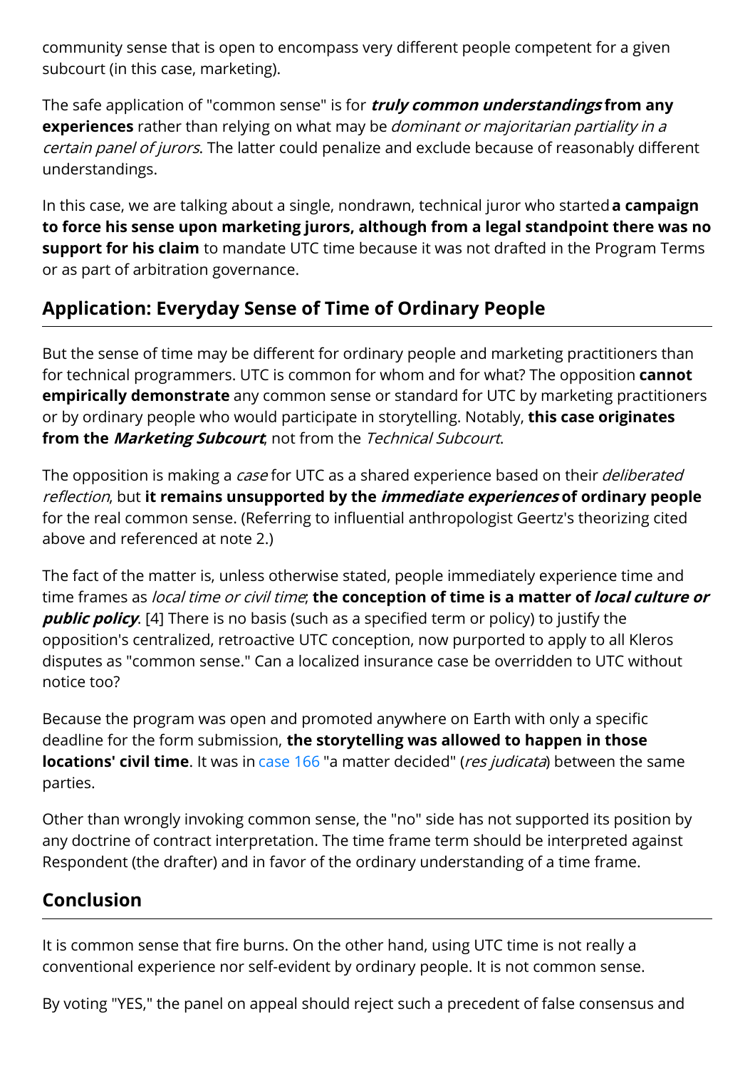community sense that is open to encompass very different people competent for a given subcourt (in this case, marketing).

The safe application of "common sense" is for ***truly common understandings* from any experiences** rather than relying on what may be *dominant or majoritarian partiality in a certain panel of jurors*. The latter could penalize and exclude because of reasonably different understandings.

In this case, we are talking about a single, nondrawn, technical juror who started **a campaign to force his sense upon marketing jurors, although from a legal standpoint there was no support for his claim** to mandate UTC time because it was not drafted in the Program Terms or as part of arbitration governance.

## Application: Everyday Sense of Time of Ordinary People

But the sense of time may be different for ordinary people and marketing practitioners than for technical programmers. UTC is common for whom and for what? The opposition **cannot empirically demonstrate** any common sense or standard for UTC by marketing practitioners or by ordinary people who would participate in storytelling. Notably, **this case originates from the *Marketing Subcourt***, not from the *Technical Subcourt*.

The opposition is making a *case* for UTC as a shared experience based on their *deliberated reflection*, but **it remains unsupported by the *immediate experiences* of ordinary people** for the real common sense. (Referring to influential anthropologist Geertz's theorizing cited above and referenced at note 2.)

The fact of the matter is, unless otherwise stated, people immediately experience time and time frames as *local time or civil time*; **the conception of time is a matter of *local culture or public policy***. [4] There is no basis (such as a specified term or policy) to justify the opposition's centralized, retroactive UTC conception, now purported to apply to all Kleros disputes as "common sense." Can a localized insurance case be overridden to UTC without notice too?

Because the program was open and promoted anywhere on Earth with only a specific deadline for the form submission, **the storytelling was allowed to happen in those locations' civil time**. It was in case 166 "a matter decided" (*res judicata*) between the same parties.

Other than wrongly invoking common sense, the "no" side has not supported its position by any doctrine of contract interpretation. The time frame term should be interpreted against Respondent (the drafter) and in favor of the ordinary understanding of a time frame.

## Conclusion

It is common sense that fire burns. On the other hand, using UTC time is not really a conventional experience nor self-evident by ordinary people. It is not common sense.

By voting "YES," the panel on appeal should reject such a precedent of false consensus and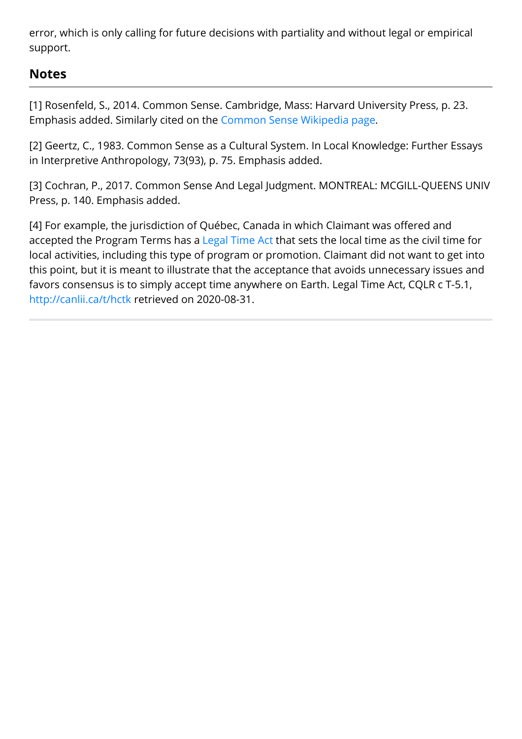error, which is only calling for future decisions with partiality and without legal or empirical support.

## Notes

[1] Rosenfeld, S., 2014. Common Sense. Cambridge, Mass: Harvard University Press, p. 23. Emphasis added. Similarly cited on the Common Sense Wikipedia page.

[2] Geertz, C., 1983. Common Sense as a Cultural System. In Local Knowledge: Further Essays in Interpretive Anthropology, 73(93), p. 75. Emphasis added.

[3] Cochran, P., 2017. Common Sense And Legal Judgment. MONTREAL: MCGILL-QUEENS UNIV Press, p. 140. Emphasis added.

[4] For example, the jurisdiction of Québec, Canada in which Claimant was offered and accepted the Program Terms has a Legal Time Act that sets the local time as the civil time for local activities, including this type of program or promotion. Claimant did not want to get into this point, but it is meant to illustrate that the acceptance that avoids unnecessary issues and favors consensus is to simply accept time anywhere on Earth. Legal Time Act, CQLR c T-5.1, http://canlii.ca/t/hctk retrieved on 2020-08-31.